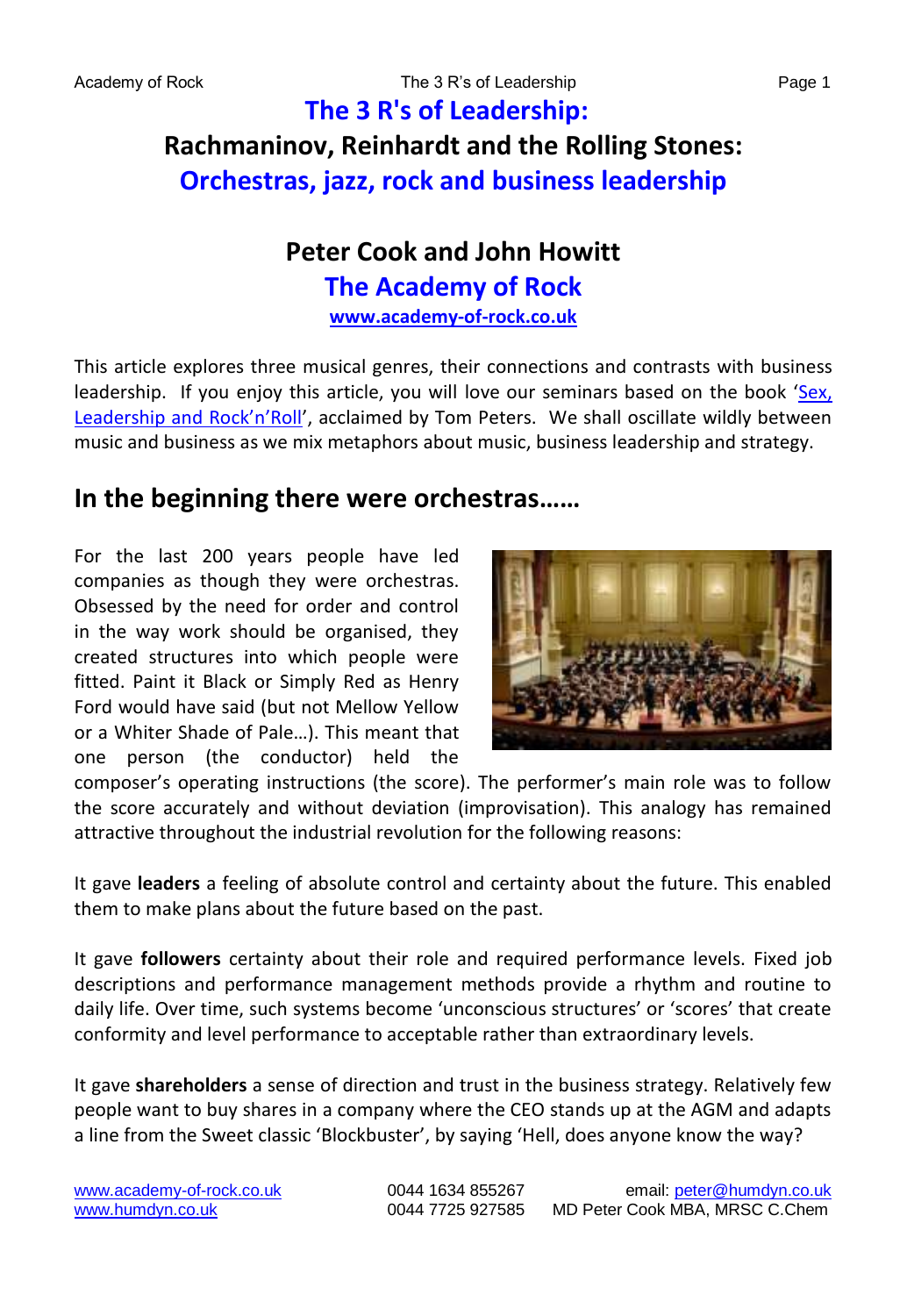# The 3 R's of Leadership:

## Rachmaninov, Reinhardt and the Rolling Stones:

## Orchestras, jazz, rock and business leadership

### Peter Cook and John Howitt

### The Academy of Rock

**www.academy-of-rock.co.uk**

This article explores three musical genres, their connections and contrasts with business leadership. If you enjoy this article, you will love our seminars based on the book 'Sex, Leadership and Rock'n'Roll', acclaimed by Tom Peters. We shall oscillate wildly between music and business as we mix metaphors about music, business leadership and strategy.

## In the beginning there were orchestras……

For the last 200 years people have led companies as though they were orchestras. Obsessed by the need for order and control in the way work should be organised, they created structures into which people were fitted. Paint it Black or Simply Red as Henry Ford would have said (but not Mellow Yellow or a Whiter Shade of Pale…). This meant that one person (the conductor) held the composer's operating instructions (the score). The performer's main role was to follow the score accurately and without deviation (improvisation). This analogy has remained attractive throughout the industrial revolution for the following reasons:

It gave **leaders** a feeling of absolute control and certainty about the future. This enabled them to make plans about the future based on the past.

It gave **followers** certainty about their role and required performance levels. Fixed job descriptions and performance management methods provide a rhythm and routine to daily life. Over time, such systems become 'unconscious structures' or 'scores' that create conformity and level performance to acceptable rather than extraordinary levels.

It gave **shareholders** a sense of direction and trust in the business strategy. Relatively few people want to buy shares in a company where the CEO stands up at the AGM and adapts a line from the Sweet classic 'Blockbuster', by saying 'Hell, does anyone know the way?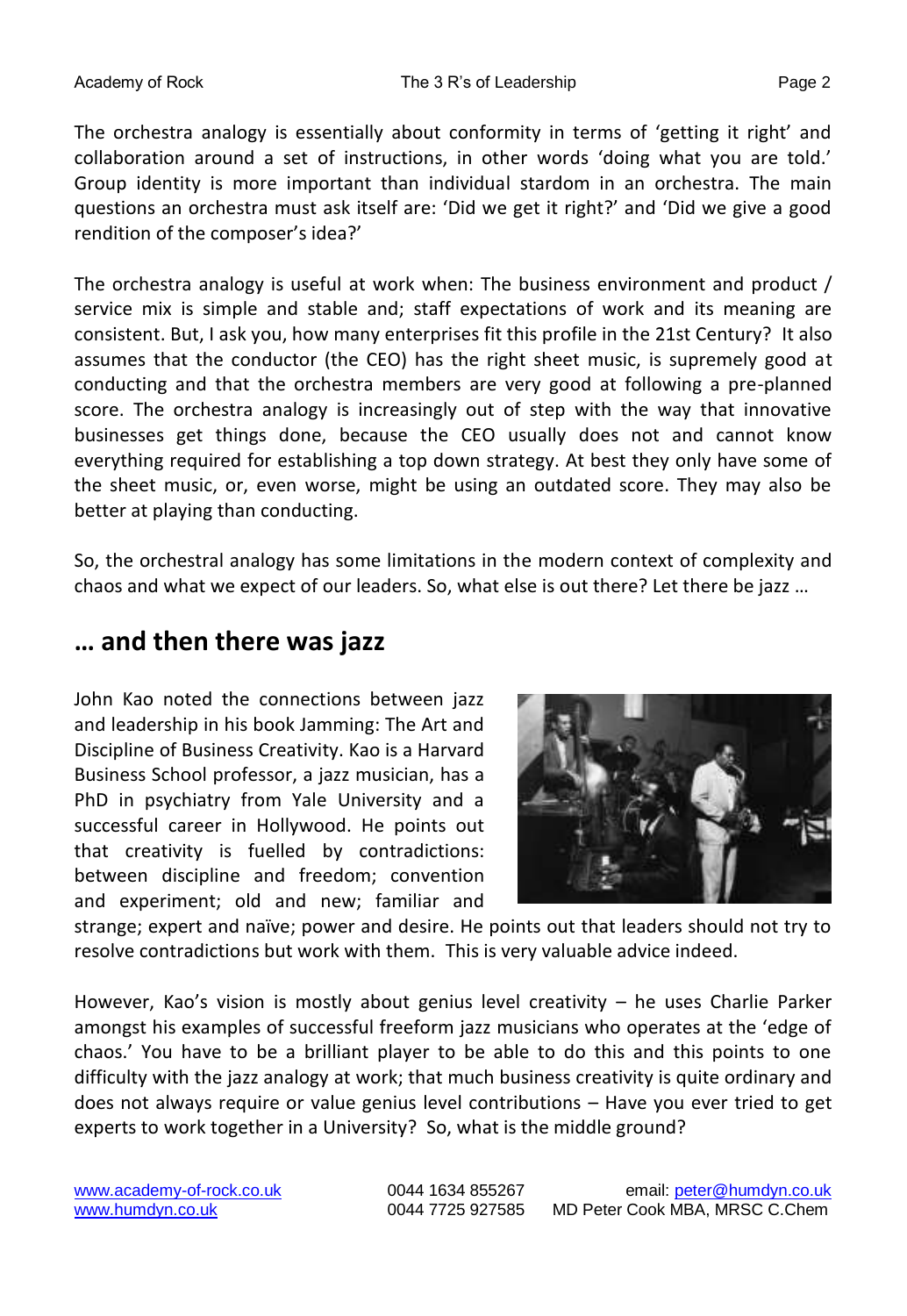The orchestra analogy is essentially about conformity in terms of 'getting it right' and collaboration around a set of instructions, in other words 'doing what you are told.' Group identity is more important than individual stardom in an orchestra. The main questions an orchestra must ask itself are: 'Did we get it right?' and 'Did we give a good rendition of the composer's idea?'

The orchestra analogy is useful at work when: The business environment and product / service mix is simple and stable and; staff expectations of work and its meaning are consistent. But, I ask you, how many enterprises fit this profile in the 21st Century? It also assumes that the conductor (the CEO) has the right sheet music, is supremely good at conducting and that the orchestra members are very good at following a pre-planned score. The orchestra analogy is increasingly out of step with the way that innovative businesses get things done, because the CEO usually does not and cannot know everything required for establishing a top down strategy. At best they only have some of the sheet music, or, even worse, might be using an outdated score. They may also be better at playing than conducting.

So, the orchestral analogy has some limitations in the modern context of complexity and chaos and what we expect of our leaders. So, what else is out there? Let there be jazz …

## … and then there was jazz

John Kao noted the connections between jazz and leadership in his book Jamming: The Art and Discipline of Business Creativity. Kao is a Harvard Business School professor, a jazz musician, has a PhD in psychiatry from Yale University and a successful career in Hollywood. He points out that creativity is fuelled by contradictions: between discipline and freedom; convention and experiment; old and new; familiar and strange; expert and naïve; power and desire. He points out that leaders should not try to resolve contradictions but work with them. This is very valuable advice indeed.

However, Kao's vision is mostly about genius level creativity – he uses Charlie Parker amongst his examples of successful freeform jazz musicians who operates at the 'edge of chaos.' You have to be a brilliant player to be able to do this and this points to one difficulty with the jazz analogy at work; that much business creativity is quite ordinary and does not always require or value genius level contributions – Have you ever tried to get experts to work together in a University? So, what is the middle ground?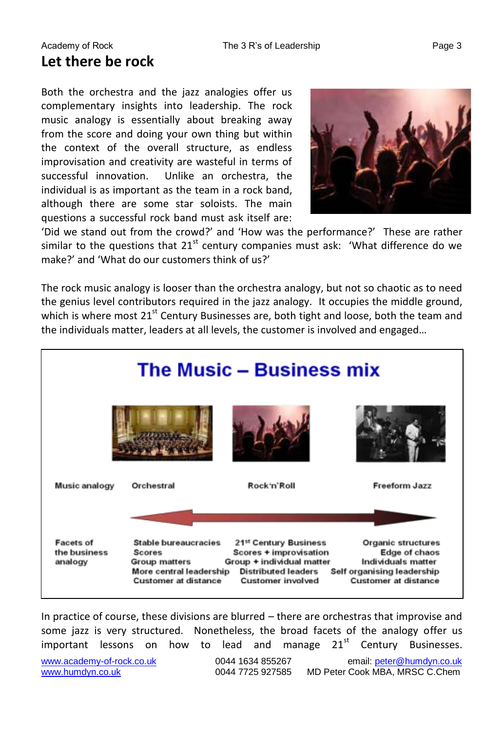## Let there be rock

Both the orchestra and the jazz analogies offer us complementary insights into leadership. The rock music analogy is essentially about breaking away from the score and doing your own thing but within the context of the overall structure, as endless improvisation and creativity are wasteful in terms of successful innovation. Unlike an orchestra, the individual is as important as the team in a rock band, although there are some star soloists. The main questions a successful rock band must ask itself are: 'Did we stand out from the crowd?' and 'How was the performance?' These are rather similar to the questions that 21st century companies must ask: 'What difference do we make?' and 'What do our customers think of us?'

The rock music analogy is looser than the orchestra analogy, but not so chaotic as to need the genius level contributors required in the jazz analogy. It occupies the middle ground, which is where most 21st Century Businesses are, both tight and loose, both the team and the individuals matter, leaders at all levels, the customer is involved and engaged…

### The Music – Business mix

| | | | |
|---|---|---|---|
| Music analogy | Orchestral | Rock'n'Roll | Freeform Jazz |
| Facets of the business analogy | Stable bureaucracies<br>Scores<br>Group matters<br>More central leadership<br>Customer at distance | 21st Century Business<br>Scores + improvisation<br>Group + individual matter<br>Distributed leaders<br>Customer involved | Organic structures<br>Edge of chaos<br>Individuals matter<br>Self organising leadership<br>Customer at distance |

In practice of course, these divisions are blurred – there are orchestras that improvise and some jazz is very structured. Nonetheless, the broad facets of the analogy offer us important lessons on how to lead and manage 21st Century Businesses.

www.academy-of-rock.co.uk 0044 1634 855267 email: peter@humdyn.co.uk
www.humdyn.co.uk 0044 7725 927585 MD Peter Cook MBA, MRSC C.Chem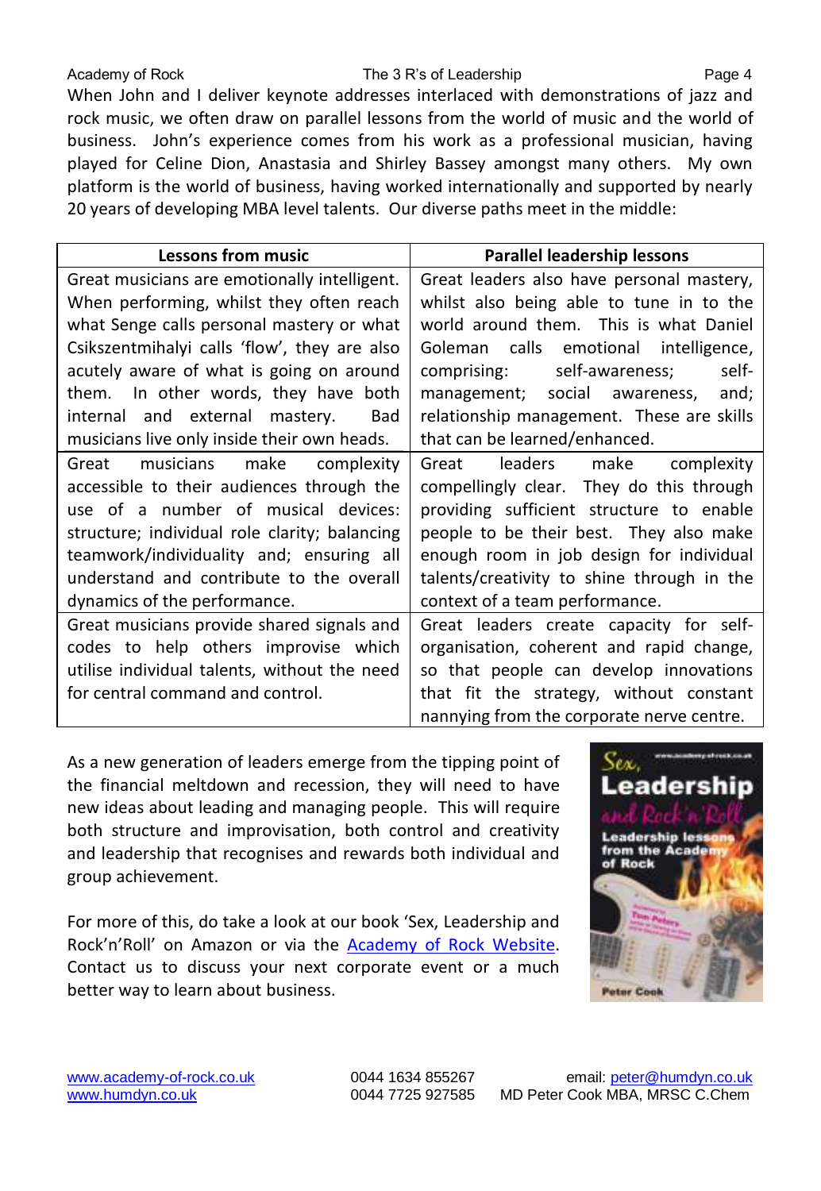When John and I deliver keynote addresses interlaced with demonstrations of jazz and rock music, we often draw on parallel lessons from the world of music and the world of business. John's experience comes from his work as a professional musician, having played for Celine Dion, Anastasia and Shirley Bassey amongst many others. My own platform is the world of business, having worked internationally and supported by nearly 20 years of developing MBA level talents. Our diverse paths meet in the middle:

| Lessons from music | Parallel leadership lessons |
| --- | --- |
| Great musicians are emotionally intelligent. When performing, whilst they often reach what Senge calls personal mastery or what Csikszentmihalyi calls 'flow', they are also acutely aware of what is going on around them. In other words, they have both internal and external mastery. Bad musicians live only inside their own heads. | Great leaders also have personal mastery, whilst also being able to tune in to the world around them. This is what Daniel Goleman calls emotional intelligence, comprising: self-awareness; self-management; social awareness, and; relationship management. These are skills that can be learned/enhanced. |
| Great musicians make complexity accessible to their audiences through the use of a number of musical devices: structure; individual role clarity; balancing teamwork/individuality and; ensuring all understand and contribute to the overall dynamics of the performance. | Great leaders make complexity compellingly clear. They do this through providing sufficient structure to enable people to be their best. They also make enough room in job design for individual talents/creativity to shine through in the context of a team performance. |
| Great musicians provide shared signals and codes to help others improvise which utilise individual talents, without the need for central command and control. | Great leaders create capacity for self-organisation, coherent and rapid change, so that people can develop innovations that fit the strategy, without constant nannying from the corporate nerve centre. |

As a new generation of leaders emerge from the tipping point of the financial meltdown and recession, they will need to have new ideas about leading and managing people. This will require both structure and improvisation, both control and creativity and leadership that recognises and rewards both individual and group achievement.

For more of this, do take a look at our book 'Sex, Leadership and Rock'n'Roll' on Amazon or via the [Academy of Rock Website](). Contact us to discuss your next corporate event or a much better way to learn about business.

[www.academy-of-rock.co.uk](www.academy-of-rock.co.uk) 0044 1634 855267 email: [peter@humdyn.co.uk](mailto:peter@humdyn.co.uk)
[www.humdyn.co.uk](www.humdyn.co.uk) 0044 7725 927585 MD Peter Cook MBA, MRSC C.Chem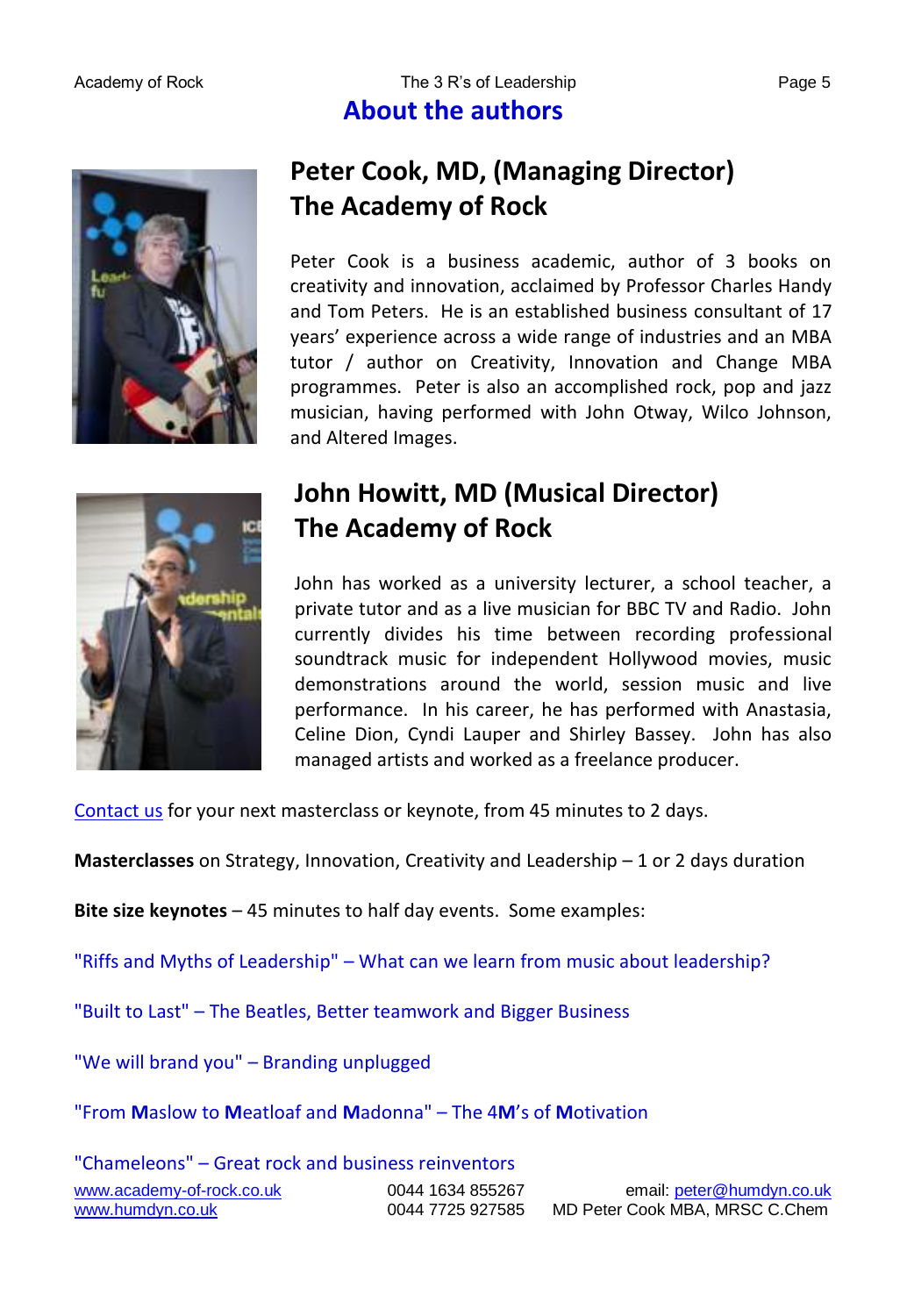# About the authors

## Peter Cook, MD, (Managing Director) The Academy of Rock

Peter Cook is a business academic, author of 3 books on creativity and innovation, acclaimed by Professor Charles Handy and Tom Peters. He is an established business consultant of 17 years' experience across a wide range of industries and an MBA tutor / author on Creativity, Innovation and Change MBA programmes. Peter is also an accomplished rock, pop and jazz musician, having performed with John Otway, Wilco Johnson, and Altered Images.

## John Howitt, MD (Musical Director) The Academy of Rock

John has worked as a university lecturer, a school teacher, a private tutor and as a live musician for BBC TV and Radio. John currently divides his time between recording professional soundtrack music for independent Hollywood movies, music demonstrations around the world, session music and live performance. In his career, he has performed with Anastasia, Celine Dion, Cyndi Lauper and Shirley Bassey. John has also managed artists and worked as a freelance producer.

Contact us for your next masterclass or keynote, from 45 minutes to 2 days.

**Masterclasses** on Strategy, Innovation, Creativity and Leadership – 1 or 2 days duration

**Bite size keynotes** – 45 minutes to half day events. Some examples:

"Riffs and Myths of Leadership" – What can we learn from music about leadership?

"Built to Last" – The Beatles, Better teamwork and Bigger Business

"We will brand you" – Branding unplugged

"From **M**aslow to **M**eatloaf and **M**adonna" – The 4**M**'s of **M**otivation

"Chameleons" – Great rock and business reinventors

www.academy-of-rock.co.uk 0044 1634 855267 email: peter@humdyn.co.uk
www.humdyn.co.uk 0044 7725 927585 MD Peter Cook MBA, MRSC C.Chem